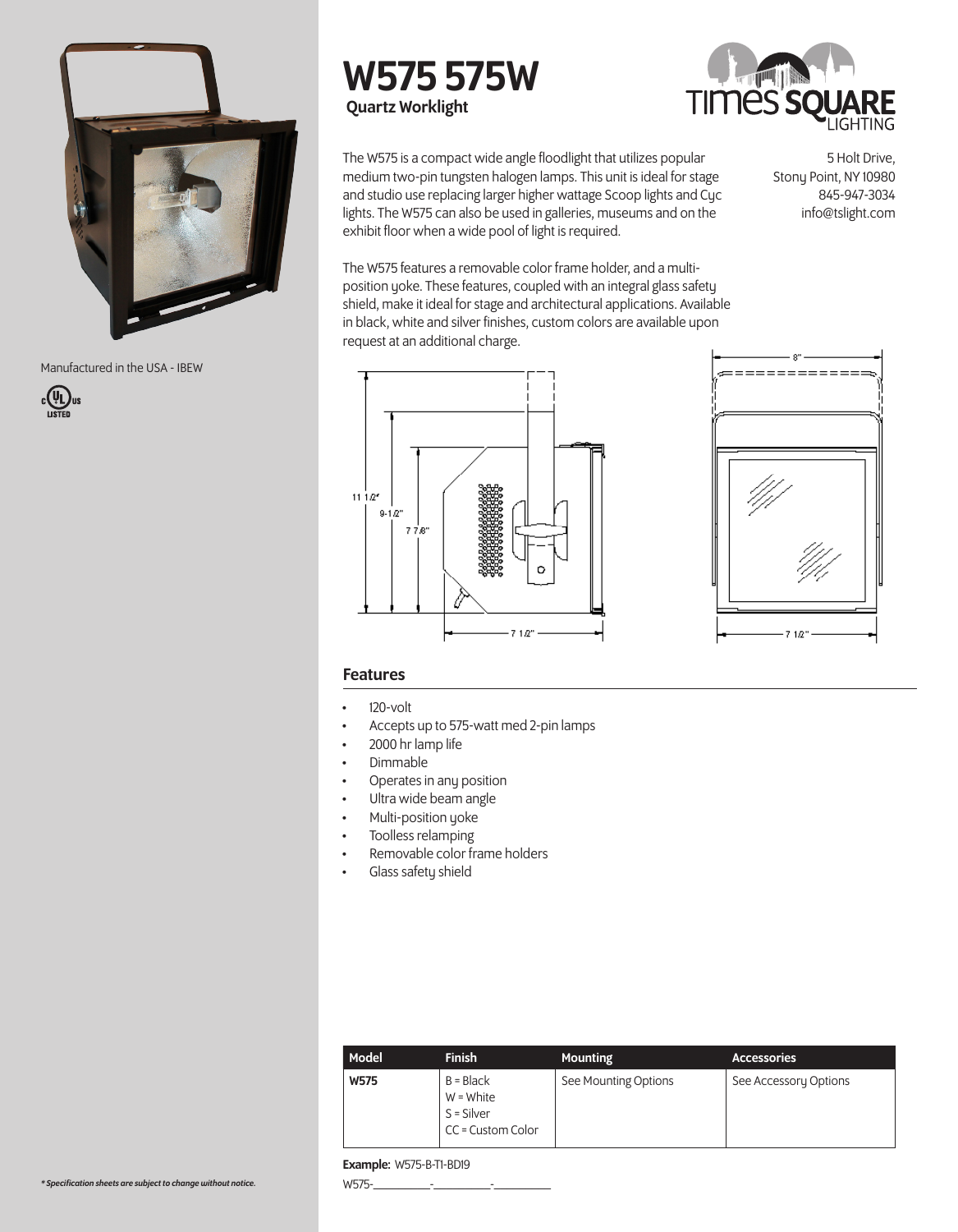# W575 575W

**Quartz Worklight**

Times Square Lighting

5 Holt Drive,
Stony Point, NY 10980
845-947-3034
info@tslight.com

The W575 is a compact wide angle floodlight that utilizes popular medium two-pin tungsten halogen lamps. This unit is ideal for stage and studio use replacing larger higher wattage Scoop lights and Cyc lights. The W575 can also be used in galleries, museums and on the exhibit floor when a wide pool of light is required.

The W575 features a removable color frame holder, and a multi-position yoke. These features, coupled with an integral glass safety shield, make it ideal for stage and architectural applications. Available in black, white and silver finishes, custom colors are available upon request at an additional charge.

Manufactured in the USA - IBEW

cULus LISTED

## Features

- 120-volt
- Accepts up to 575-watt med 2-pin lamps
- 2000 hr lamp life
- Dimmable
- Operates in any position
- Ultra wide beam angle
- Multi-position yoke
- Toolless relamping
- Removable color frame holders
- Glass safety shield

| Model | Finish | Mounting | Accessories |
|---|---|---|---|
| **W575** | B = Black<br>W = White<br>S = Silver<br>CC = Custom Color | See Mounting Options | See Accessory Options |

**Example:** W575-B-T1-BD19

W575-\_\_\_\_\_\_\_\_\_\_-\_\_\_\_\_\_\_\_\_\_-\_\_\_\_\_\_\_\_\_\_

*\* Specification sheets are subject to change without notice.*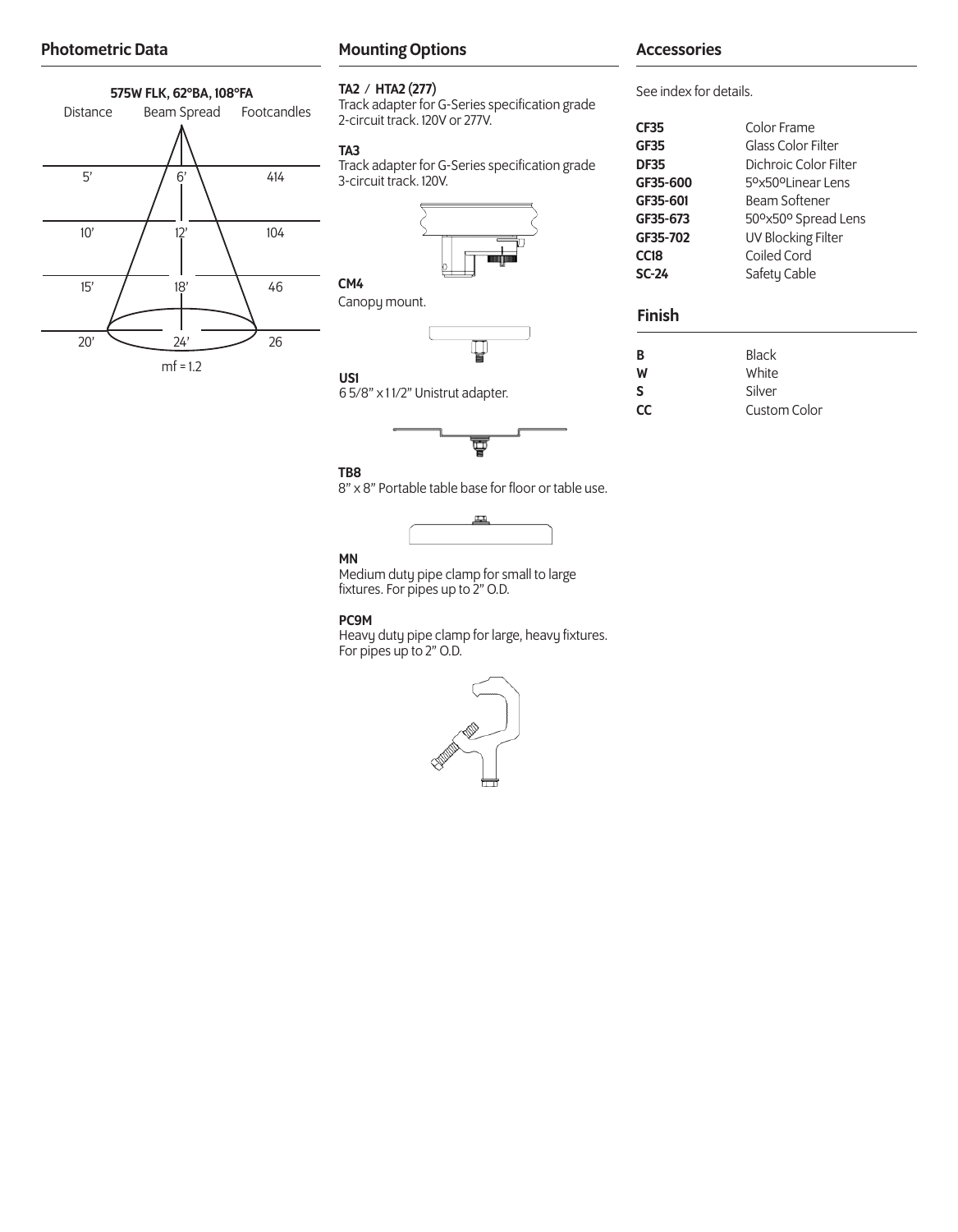## Photometric Data

575W FLK, 62°BA, 108°FA

Distance
Beam Spread
Footcandles

5'
6'
414

10'
12'
104

15'
18'
46

20'
24'
26

mf = 1.2

## Mounting Options

**TA2 / HTA2 (277)**
Track adapter for G-Series specification grade 2-circuit track. 120V or 277V.

**TA3**
Track adapter for G-Series specification grade 3-circuit track. 120V.

**CM4**
Canopy mount.

**US1**
6 5/8" x 1 1/2" Unistrut adapter.

**TB8**
8" x 8" Portable table base for floor or table use.

**MN**
Medium duty pipe clamp for small to large fixtures. For pipes up to 2" O.D.

**PC9M**
Heavy duty pipe clamp for large, heavy fixtures. For pipes up to 2" O.D.

## Accessories

See index for details.

| | |
|---|---|
| **CF35** | Color Frame |
| **GF35** | Glass Color Filter |
| **DF35** | Dichroic Color Filter |
| **GF35-600** | 5°x50°Linear Lens |
| **GF35-601** | Beam Softener |
| **GF35-673** | 50°x50° Spread Lens |
| **GF35-702** | UV Blocking Filter |
| **CC18** | Coiled Cord |
| **SC-24** | Safety Cable |

## Finish

| | |
|---|---|
| **B** | Black |
| **W** | White |
| **S** | Silver |
| **CC** | Custom Color |